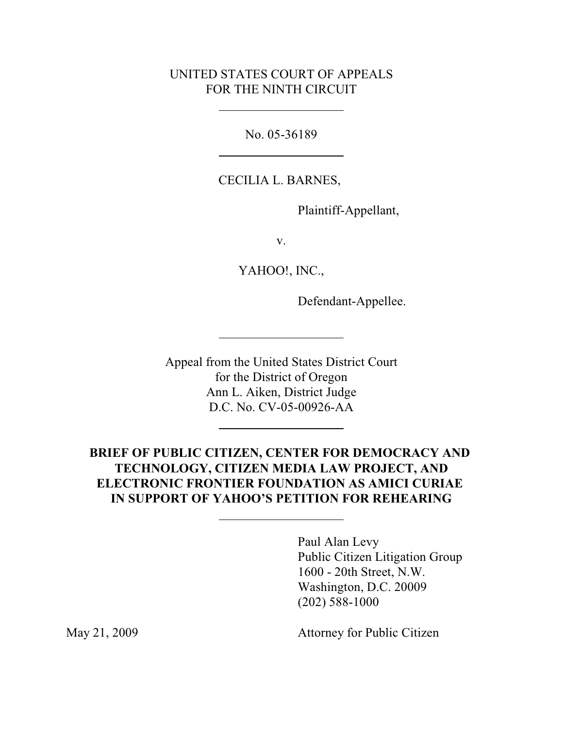UNITED STATES COURT OF APPEALS
FOR THE NINTH CIRCUIT

---

No. 05-36189

---

CECILIA L. BARNES,

Plaintiff-Appellant,

v.

YAHOO!, INC.,

Defendant-Appellee.

---

Appeal from the United States District Court
for the District of Oregon
Ann L. Aiken, District Judge
D.C. No. CV-05-00926-AA

---

**BRIEF OF PUBLIC CITIZEN, CENTER FOR DEMOCRACY AND TECHNOLOGY, CITIZEN MEDIA LAW PROJECT, AND ELECTRONIC FRONTIER FOUNDATION AS AMICI CURIAE IN SUPPORT OF YAHOO'S PETITION FOR REHEARING**

---

Paul Alan Levy
Public Citizen Litigation Group
1600 - 20th Street, N.W.
Washington, D.C. 20009
(202) 588-1000

May 21, 2009

Attorney for Public Citizen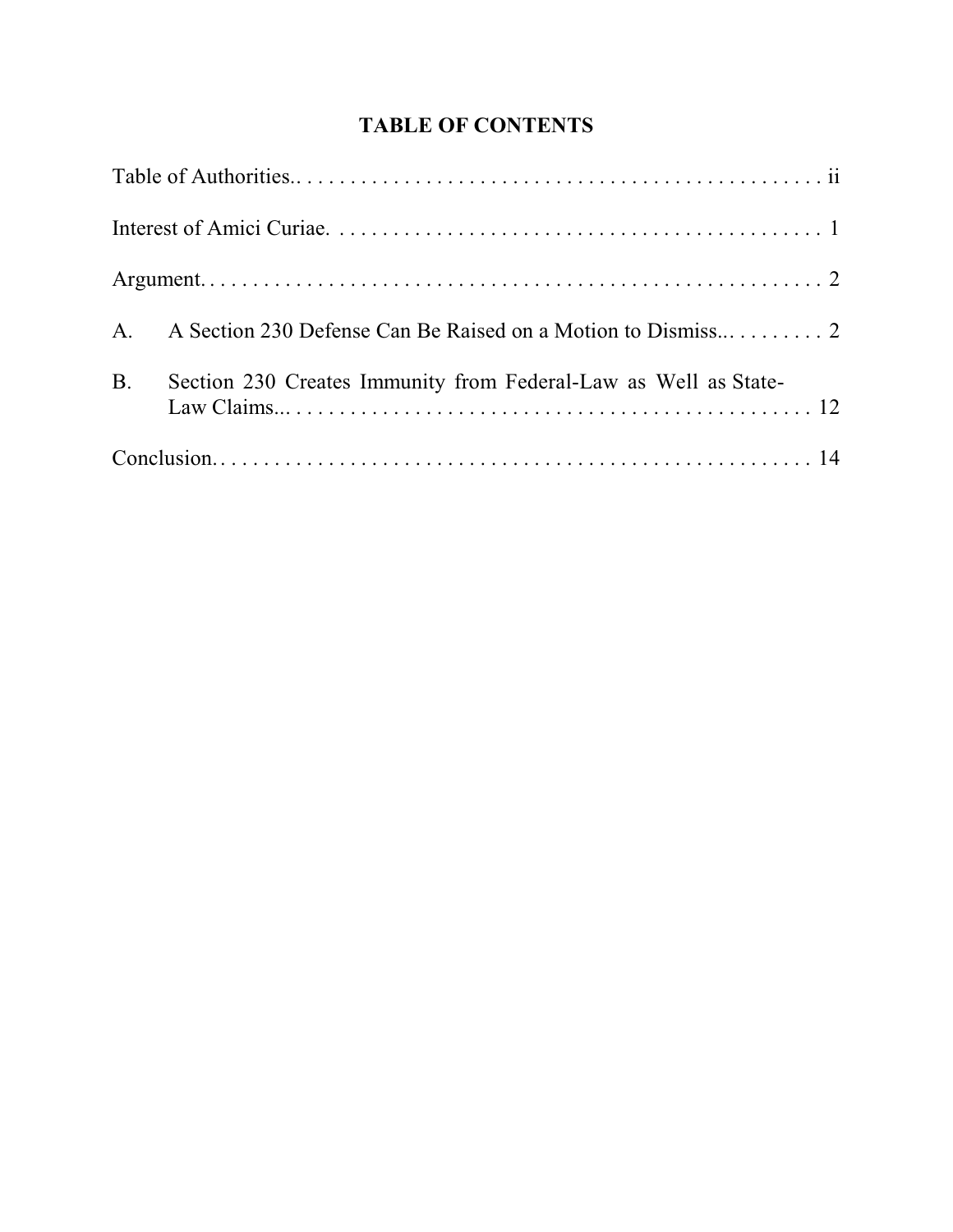## TABLE OF CONTENTS

Table of Authorities.. . . . . . . . . . . . . . . . . . . . . . . . . . . . . . . . . . . . . . . . . . . . . . . . ii

Interest of Amici Curiae. . . . . . . . . . . . . . . . . . . . . . . . . . . . . . . . . . . . . . . . . . . . . . 1

Argument. . . . . . . . . . . . . . . . . . . . . . . . . . . . . . . . . . . . . . . . . . . . . . . . . . . . . . . 2

A. A Section 230 Defense Can Be Raised on a Motion to Dismiss... . . . . . . . . 2

B. Section 230 Creates Immunity from Federal-Law as Well as State-Law Claims... . . . . . . . . . . . . . . . . . . . . . . . . . . . . . . . . . . . . . . . . . . . . . . . . 12

Conclusion. . . . . . . . . . . . . . . . . . . . . . . . . . . . . . . . . . . . . . . . . . . . . . . . . . . . . . 14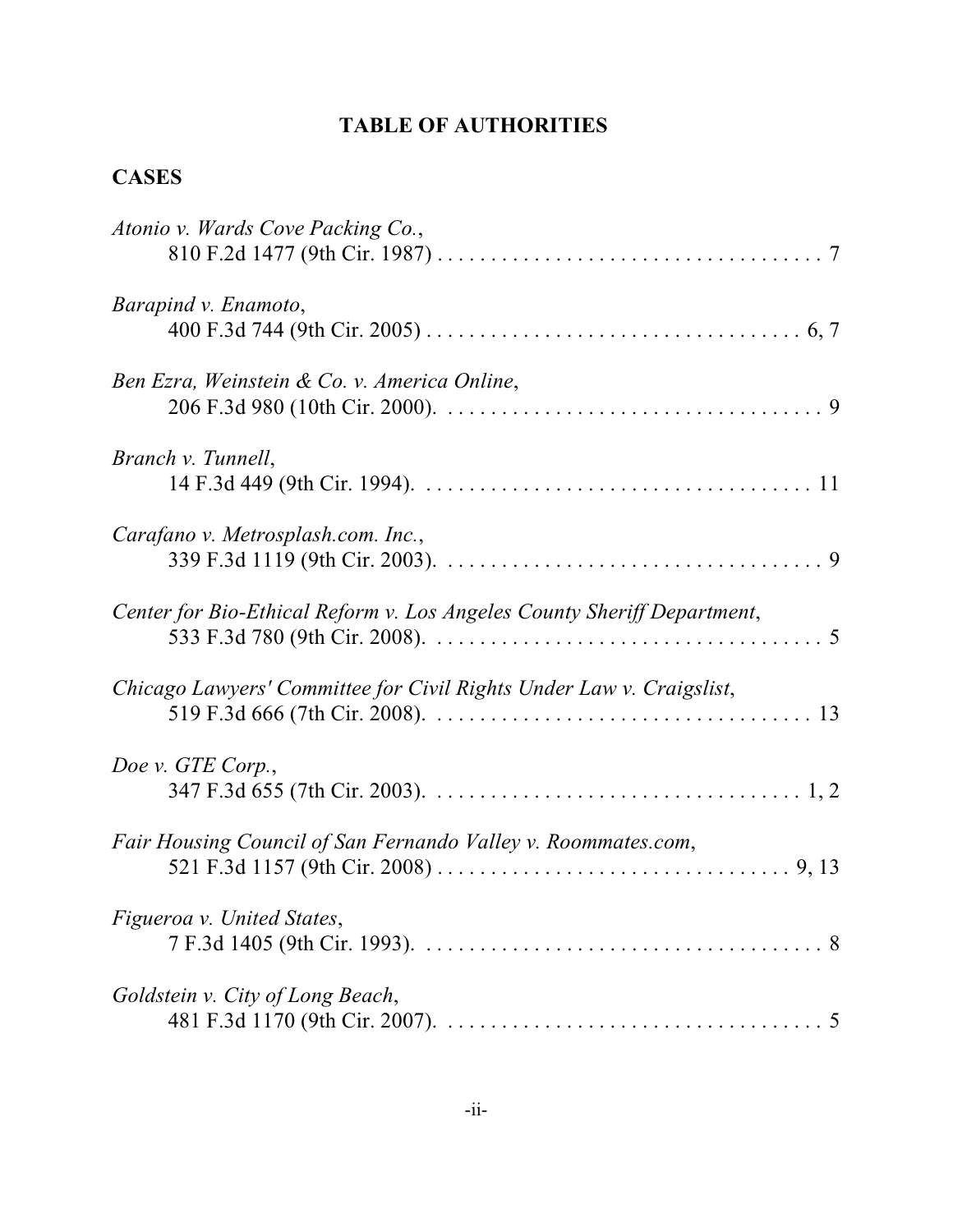# TABLE OF AUTHORITIES

## CASES

*Atonio v. Wards Cove Packing Co.*,
810 F.2d 1477 (9th Cir. 1987) . . . . . . . . . . . . . . . . . . . . . . . . . . . . . . . . . . . 7

*Barapind v. Enamoto*,
400 F.3d 744 (9th Cir. 2005) . . . . . . . . . . . . . . . . . . . . . . . . . . . . . . . . . . 6, 7

*Ben Ezra, Weinstein & Co. v. America Online*,
206 F.3d 980 (10th Cir. 2000). . . . . . . . . . . . . . . . . . . . . . . . . . . . . . . . . . . 9

*Branch v. Tunnell*,
14 F.3d 449 (9th Cir. 1994). . . . . . . . . . . . . . . . . . . . . . . . . . . . . . . . . . . . 11

*Carafano v. Metrosplash.com. Inc.*,
339 F.3d 1119 (9th Cir. 2003). . . . . . . . . . . . . . . . . . . . . . . . . . . . . . . . . . . 9

*Center for Bio-Ethical Reform v. Los Angeles County Sheriff Department*,
533 F.3d 780 (9th Cir. 2008). . . . . . . . . . . . . . . . . . . . . . . . . . . . . . . . . . . . 5

*Chicago Lawyers' Committee for Civil Rights Under Law v. Craigslist*,
519 F.3d 666 (7th Cir. 2008). . . . . . . . . . . . . . . . . . . . . . . . . . . . . . . . . . . 13

*Doe v. GTE Corp.*,
347 F.3d 655 (7th Cir. 2003). . . . . . . . . . . . . . . . . . . . . . . . . . . . . . . . . . 1, 2

*Fair Housing Council of San Fernando Valley v. Roommates.com*,
521 F.3d 1157 (9th Cir. 2008) . . . . . . . . . . . . . . . . . . . . . . . . . . . . . . . . 9, 13

*Figueroa v. United States*,
7 F.3d 1405 (9th Cir. 1993). . . . . . . . . . . . . . . . . . . . . . . . . . . . . . . . . . . . . 8

*Goldstein v. City of Long Beach*,
481 F.3d 1170 (9th Cir. 2007). . . . . . . . . . . . . . . . . . . . . . . . . . . . . . . . . . . 5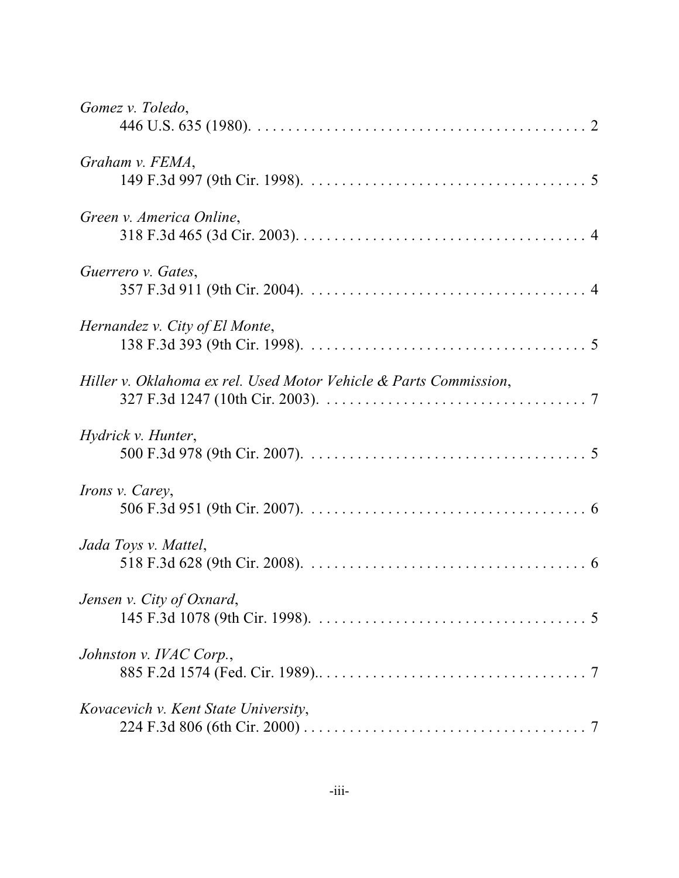*Gomez v. Toledo*,
446 U.S. 635 (1980). . . . . . . . . . . . . . . . . . . . . . . . . . . . . . . . . . . . . . . . . . . . 2

*Graham v. FEMA*,
149 F.3d 997 (9th Cir. 1998). . . . . . . . . . . . . . . . . . . . . . . . . . . . . . . . . . . . . 5

*Green v. America Online*,
318 F.3d 465 (3d Cir. 2003). . . . . . . . . . . . . . . . . . . . . . . . . . . . . . . . . . . . . . 4

*Guerrero v. Gates*,
357 F.3d 911 (9th Cir. 2004). . . . . . . . . . . . . . . . . . . . . . . . . . . . . . . . . . . . . 4

*Hernandez v. City of El Monte*,
138 F.3d 393 (9th Cir. 1998). . . . . . . . . . . . . . . . . . . . . . . . . . . . . . . . . . . . . 5

*Hiller v. Oklahoma ex rel. Used Motor Vehicle & Parts Commission*,
327 F.3d 1247 (10th Cir. 2003). . . . . . . . . . . . . . . . . . . . . . . . . . . . . . . . . . . 7

*Hydrick v. Hunter*,
500 F.3d 978 (9th Cir. 2007). . . . . . . . . . . . . . . . . . . . . . . . . . . . . . . . . . . . . 5

*Irons v. Carey*,
506 F.3d 951 (9th Cir. 2007). . . . . . . . . . . . . . . . . . . . . . . . . . . . . . . . . . . . . 6

*Jada Toys v. Mattel*,
518 F.3d 628 (9th Cir. 2008). . . . . . . . . . . . . . . . . . . . . . . . . . . . . . . . . . . . . 6

*Jensen v. City of Oxnard*,
145 F.3d 1078 (9th Cir. 1998). . . . . . . . . . . . . . . . . . . . . . . . . . . . . . . . . . . . 5

*Johnston v. IVAC Corp.*,
885 F.2d 1574 (Fed. Cir. 1989).. . . . . . . . . . . . . . . . . . . . . . . . . . . . . . . . . . . 7

*Kovacevich v. Kent State University*,
224 F.3d 806 (6th Cir. 2000) . . . . . . . . . . . . . . . . . . . . . . . . . . . . . . . . . . . . . 7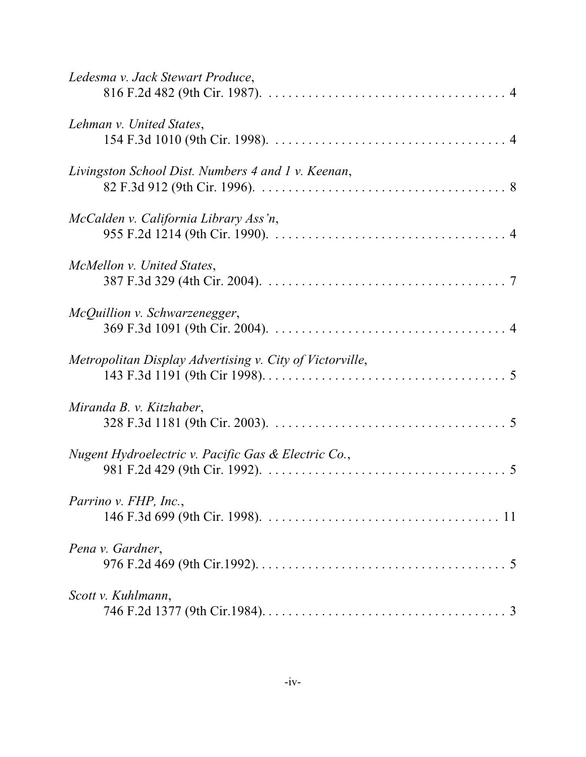*Ledesma v. Jack Stewart Produce*,
816 F.2d 482 (9th Cir. 1987). . . . . . . . . . . . . . . . . . . . . . . . . . . . . . . . . . . . . 4

*Lehman v. United States*,
154 F.3d 1010 (9th Cir. 1998). . . . . . . . . . . . . . . . . . . . . . . . . . . . . . . . . . . . 4

*Livingston School Dist. Numbers 4 and 1 v. Keenan*,
82 F.3d 912 (9th Cir. 1996). . . . . . . . . . . . . . . . . . . . . . . . . . . . . . . . . . . . . . 8

*McCalden v. California Library Ass'n*,
955 F.2d 1214 (9th Cir. 1990). . . . . . . . . . . . . . . . . . . . . . . . . . . . . . . . . . . . 4

*McMellon v. United States*,
387 F.3d 329 (4th Cir. 2004). . . . . . . . . . . . . . . . . . . . . . . . . . . . . . . . . . . . . 7

*McQuillion v. Schwarzenegger*,
369 F.3d 1091 (9th Cir. 2004). . . . . . . . . . . . . . . . . . . . . . . . . . . . . . . . . . . . 4

*Metropolitan Display Advertising v. City of Victorville*,
143 F.3d 1191 (9th Cir 1998). . . . . . . . . . . . . . . . . . . . . . . . . . . . . . . . . . . . . 5

*Miranda B. v. Kitzhaber*,
328 F.3d 1181 (9th Cir. 2003). . . . . . . . . . . . . . . . . . . . . . . . . . . . . . . . . . . . 5

*Nugent Hydroelectric v. Pacific Gas & Electric Co.*,
981 F.2d 429 (9th Cir. 1992). . . . . . . . . . . . . . . . . . . . . . . . . . . . . . . . . . . . . 5

*Parrino v. FHP, Inc.*,
146 F.3d 699 (9th Cir. 1998). . . . . . . . . . . . . . . . . . . . . . . . . . . . . . . . . . . . 11

*Pena v. Gardner*,
976 F.2d 469 (9th Cir.1992). . . . . . . . . . . . . . . . . . . . . . . . . . . . . . . . . . . . . . 5

*Scott v. Kuhlmann*,
746 F.2d 1377 (9th Cir.1984). . . . . . . . . . . . . . . . . . . . . . . . . . . . . . . . . . . . . 3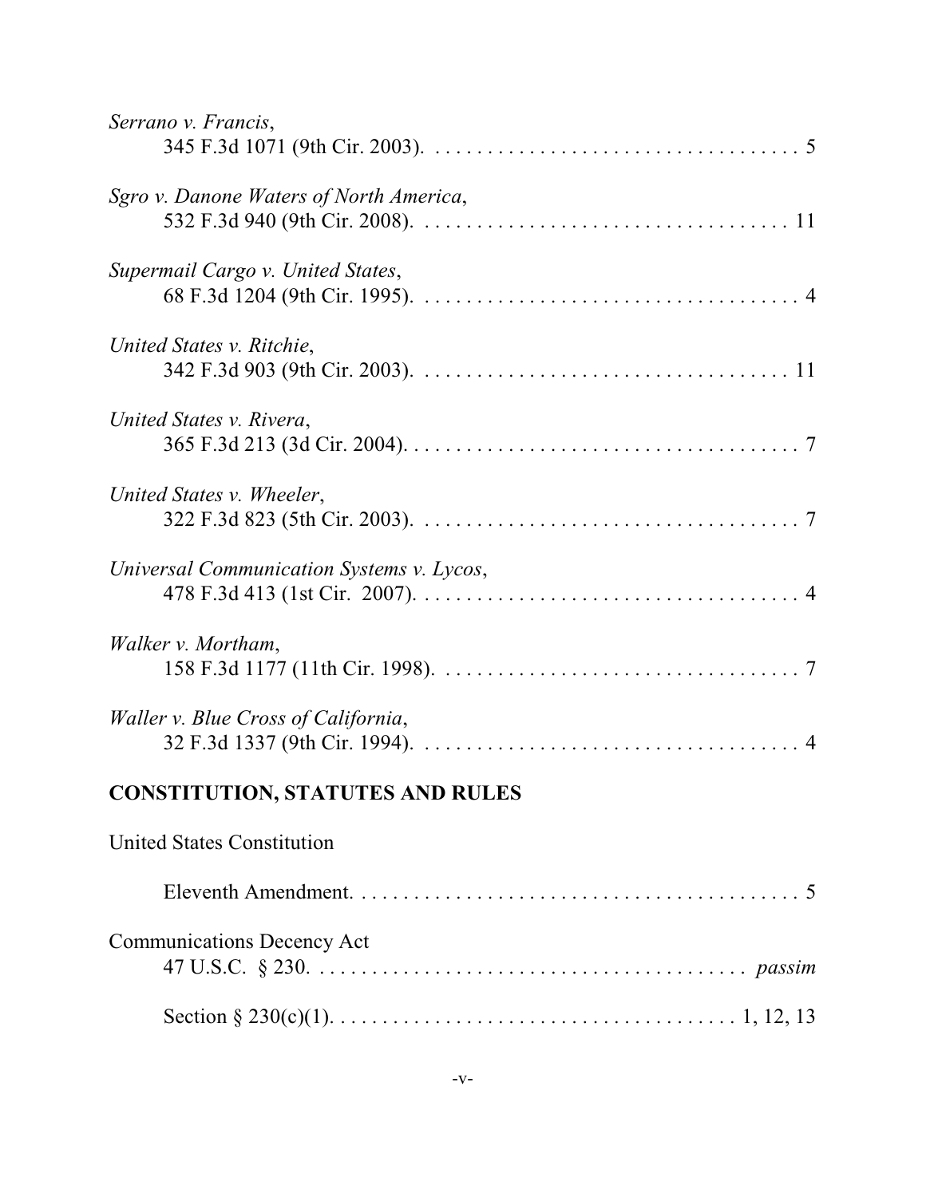*Serrano v. Francis*,
345 F.3d 1071 (9th Cir. 2003). . . . . . . . . . . . . . . . . . . . . . . . . . . . . . . . . . . 5

*Sgro v. Danone Waters of North America*,
532 F.3d 940 (9th Cir. 2008). . . . . . . . . . . . . . . . . . . . . . . . . . . . . . . . . . . 11

*Supermail Cargo v. United States*,
68 F.3d 1204 (9th Cir. 1995). . . . . . . . . . . . . . . . . . . . . . . . . . . . . . . . . . . . 4

*United States v. Ritchie*,
342 F.3d 903 (9th Cir. 2003). . . . . . . . . . . . . . . . . . . . . . . . . . . . . . . . . . . 11

*United States v. Rivera*,
365 F.3d 213 (3d Cir. 2004). . . . . . . . . . . . . . . . . . . . . . . . . . . . . . . . . . . . . 7

*United States v. Wheeler*,
322 F.3d 823 (5th Cir. 2003). . . . . . . . . . . . . . . . . . . . . . . . . . . . . . . . . . . . 7

*Universal Communication Systems v. Lycos*,
478 F.3d 413 (1st Cir. 2007). . . . . . . . . . . . . . . . . . . . . . . . . . . . . . . . . . . . 4

*Walker v. Mortham*,
158 F.3d 1177 (11th Cir. 1998). . . . . . . . . . . . . . . . . . . . . . . . . . . . . . . . . . 7

*Waller v. Blue Cross of California*,
32 F.3d 1337 (9th Cir. 1994). . . . . . . . . . . . . . . . . . . . . . . . . . . . . . . . . . . . 4

## CONSTITUTION, STATUTES AND RULES

United States Constitution

Eleventh Amendment. . . . . . . . . . . . . . . . . . . . . . . . . . . . . . . . . . . . . . . . . . 5

Communications Decency Act
47 U.S.C. § 230. . . . . . . . . . . . . . . . . . . . . . . . . . . . . . . . . . . . . . . . . *passim*

Section § 230(c)(1). . . . . . . . . . . . . . . . . . . . . . . . . . . . . . . . . . . . . . 1, 12, 13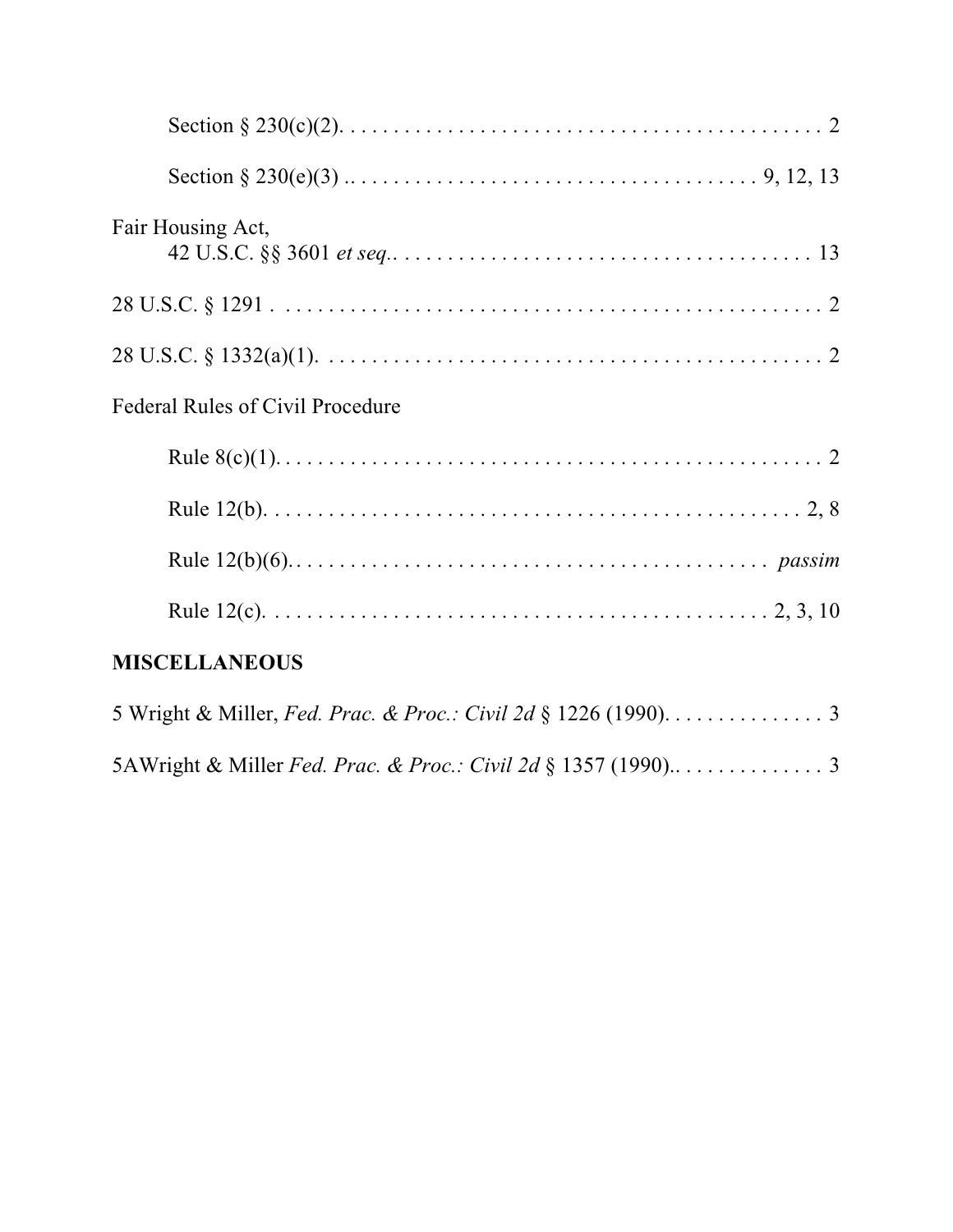Section § 230(c)(2). . . . . . . . . . . . . . . . . . . . . . . . . . . . . . . . . . . . . . . . . . . . . 2

Section § 230(e)(3) .. . . . . . . . . . . . . . . . . . . . . . . . . . . . . . . . . . . . . . 9, 12, 13

Fair Housing Act,
42 U.S.C. §§ 3601 *et seq.*. . . . . . . . . . . . . . . . . . . . . . . . . . . . . . . . . . . . . . 13

28 U.S.C. § 1291 . . . . . . . . . . . . . . . . . . . . . . . . . . . . . . . . . . . . . . . . . . . . . . . . . . . 2

28 U.S.C. § 1332(a)(1). . . . . . . . . . . . . . . . . . . . . . . . . . . . . . . . . . . . . . . . . . . . . . . 2

Federal Rules of Civil Procedure

Rule 8(c)(1). . . . . . . . . . . . . . . . . . . . . . . . . . . . . . . . . . . . . . . . . . . . . . . . . . . 2

Rule 12(b). . . . . . . . . . . . . . . . . . . . . . . . . . . . . . . . . . . . . . . . . . . . . . . . . . 2, 8

Rule 12(b)(6). . . . . . . . . . . . . . . . . . . . . . . . . . . . . . . . . . . . . . . . . . . . . *passim*

Rule 12(c). . . . . . . . . . . . . . . . . . . . . . . . . . . . . . . . . . . . . . . . . . . . . . . 2, 3, 10

**MISCELLANEOUS**

5 Wright & Miller, *Fed. Prac. & Proc.: Civil 2d* § 1226 (1990). . . . . . . . . . . . . . . 3

5AWright & Miller *Fed. Prac. & Proc.: Civil 2d* § 1357 (1990).. . . . . . . . . . . . . . 3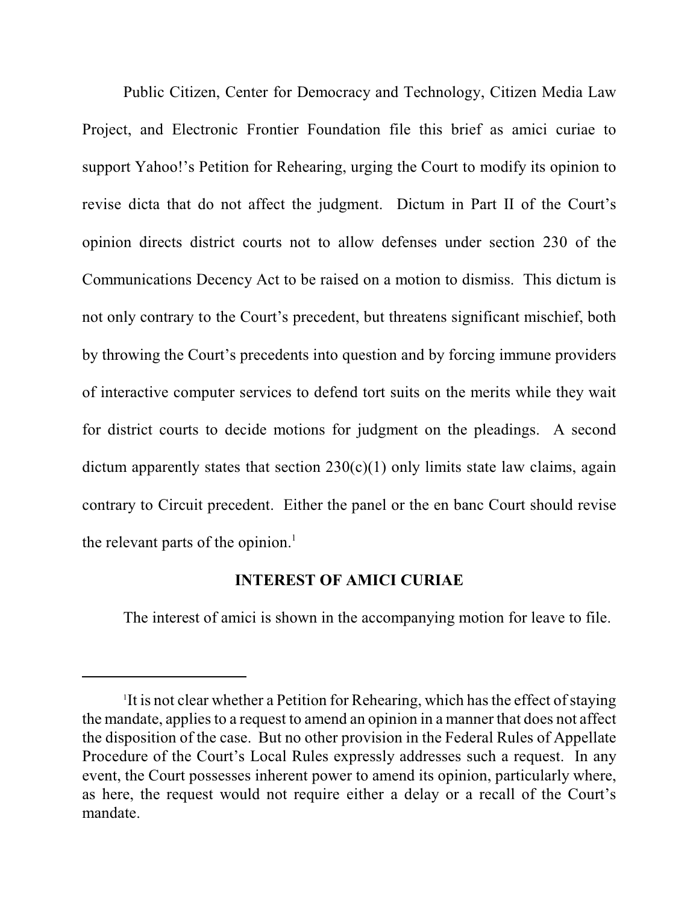Public Citizen, Center for Democracy and Technology, Citizen Media Law Project, and Electronic Frontier Foundation file this brief as amici curiae to support Yahoo!'s Petition for Rehearing, urging the Court to modify its opinion to revise dicta that do not affect the judgment. Dictum in Part II of the Court's opinion directs district courts not to allow defenses under section 230 of the Communications Decency Act to be raised on a motion to dismiss. This dictum is not only contrary to the Court's precedent, but threatens significant mischief, both by throwing the Court's precedents into question and by forcing immune providers of interactive computer services to defend tort suits on the merits while they wait for district courts to decide motions for judgment on the pleadings. A second dictum apparently states that section 230(c)(1) only limits state law claims, again contrary to Circuit precedent. Either the panel or the en banc Court should revise the relevant parts of the opinion.[1]

## INTEREST OF AMICI CURIAE

The interest of amici is shown in the accompanying motion for leave to file.

---

[1] It is not clear whether a Petition for Rehearing, which has the effect of staying the mandate, applies to a request to amend an opinion in a manner that does not affect the disposition of the case. But no other provision in the Federal Rules of Appellate Procedure of the Court's Local Rules expressly addresses such a request. In any event, the Court possesses inherent power to amend its opinion, particularly where, as here, the request would not require either a delay or a recall of the Court's mandate.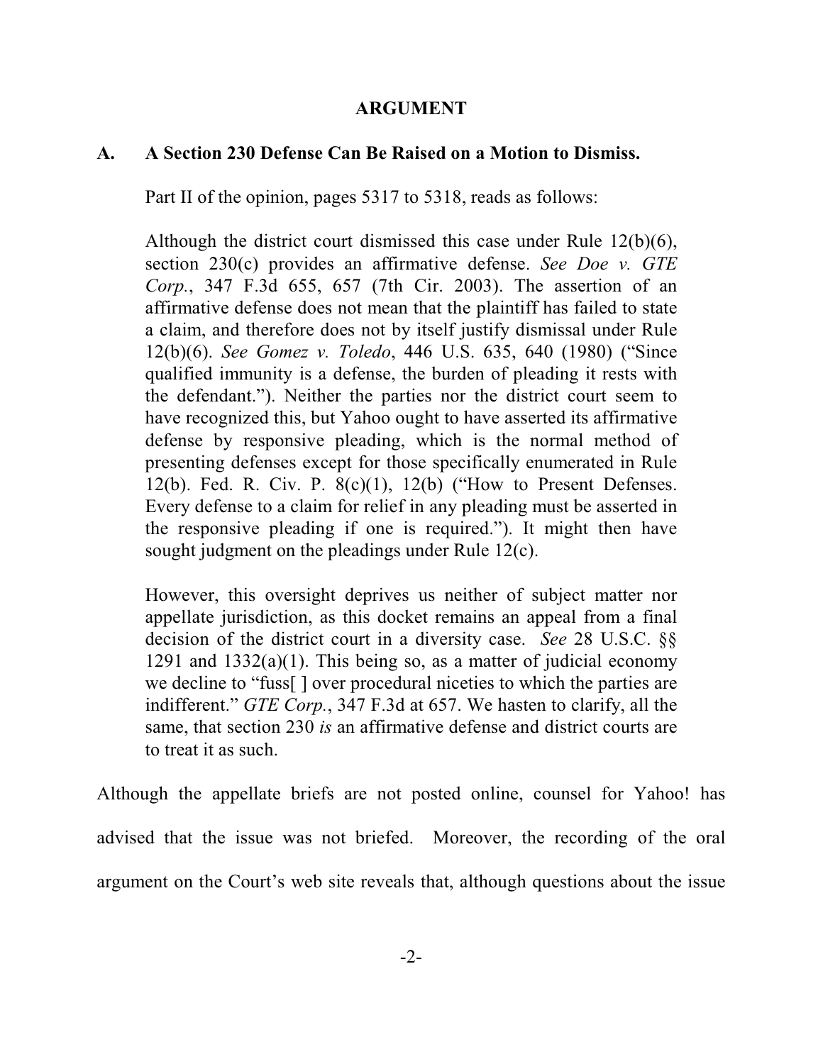## ARGUMENT

### A. A Section 230 Defense Can Be Raised on a Motion to Dismiss.

Part II of the opinion, pages 5317 to 5318, reads as follows:

> Although the district court dismissed this case under Rule 12(b)(6), section 230(c) provides an affirmative defense. *See Doe v. GTE Corp.*, 347 F.3d 655, 657 (7th Cir. 2003). The assertion of an affirmative defense does not mean that the plaintiff has failed to state a claim, and therefore does not by itself justify dismissal under Rule 12(b)(6). *See Gomez v. Toledo*, 446 U.S. 635, 640 (1980) ("Since qualified immunity is a defense, the burden of pleading it rests with the defendant."). Neither the parties nor the district court seem to have recognized this, but Yahoo ought to have asserted its affirmative defense by responsive pleading, which is the normal method of presenting defenses except for those specifically enumerated in Rule 12(b). Fed. R. Civ. P. 8(c)(1), 12(b) ("How to Present Defenses. Every defense to a claim for relief in any pleading must be asserted in the responsive pleading if one is required."). It might then have sought judgment on the pleadings under Rule 12(c).
>
> However, this oversight deprives us neither of subject matter nor appellate jurisdiction, as this docket remains an appeal from a final decision of the district court in a diversity case. *See* 28 U.S.C. §§ 1291 and 1332(a)(1). This being so, as a matter of judicial economy we decline to "fuss[ ] over procedural niceties to which the parties are indifferent." *GTE Corp.*, 347 F.3d at 657. We hasten to clarify, all the same, that section 230 *is* an affirmative defense and district courts are to treat it as such.

Although the appellate briefs are not posted online, counsel for Yahoo! has advised that the issue was not briefed. Moreover, the recording of the oral argument on the Court's web site reveals that, although questions about the issue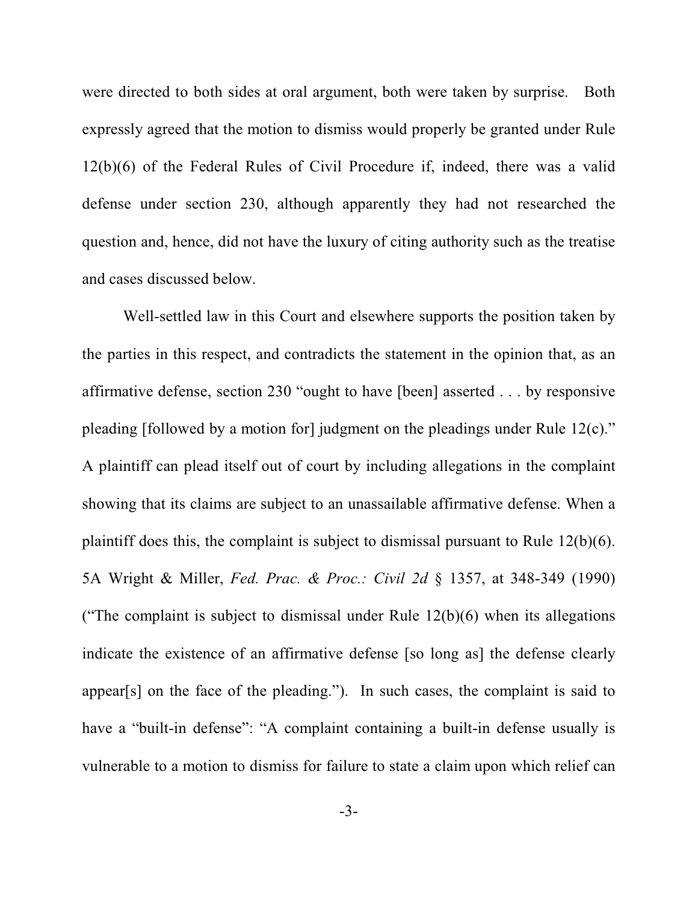were directed to both sides at oral argument, both were taken by surprise. Both expressly agreed that the motion to dismiss would properly be granted under Rule 12(b)(6) of the Federal Rules of Civil Procedure if, indeed, there was a valid defense under section 230, although apparently they had not researched the question and, hence, did not have the luxury of citing authority such as the treatise and cases discussed below.

Well-settled law in this Court and elsewhere supports the position taken by the parties in this respect, and contradicts the statement in the opinion that, as an affirmative defense, section 230 "ought to have [been] asserted . . . by responsive pleading [followed by a motion for] judgment on the pleadings under Rule 12(c)." A plaintiff can plead itself out of court by including allegations in the complaint showing that its claims are subject to an unassailable affirmative defense. When a plaintiff does this, the complaint is subject to dismissal pursuant to Rule 12(b)(6). 5A Wright & Miller, *Fed. Prac. & Proc.: Civil 2d* § 1357, at 348-349 (1990) ("The complaint is subject to dismissal under Rule 12(b)(6) when its allegations indicate the existence of an affirmative defense [so long as] the defense clearly appear[s] on the face of the pleading."). In such cases, the complaint is said to have a "built-in defense": "A complaint containing a built-in defense usually is vulnerable to a motion to dismiss for failure to state a claim upon which relief can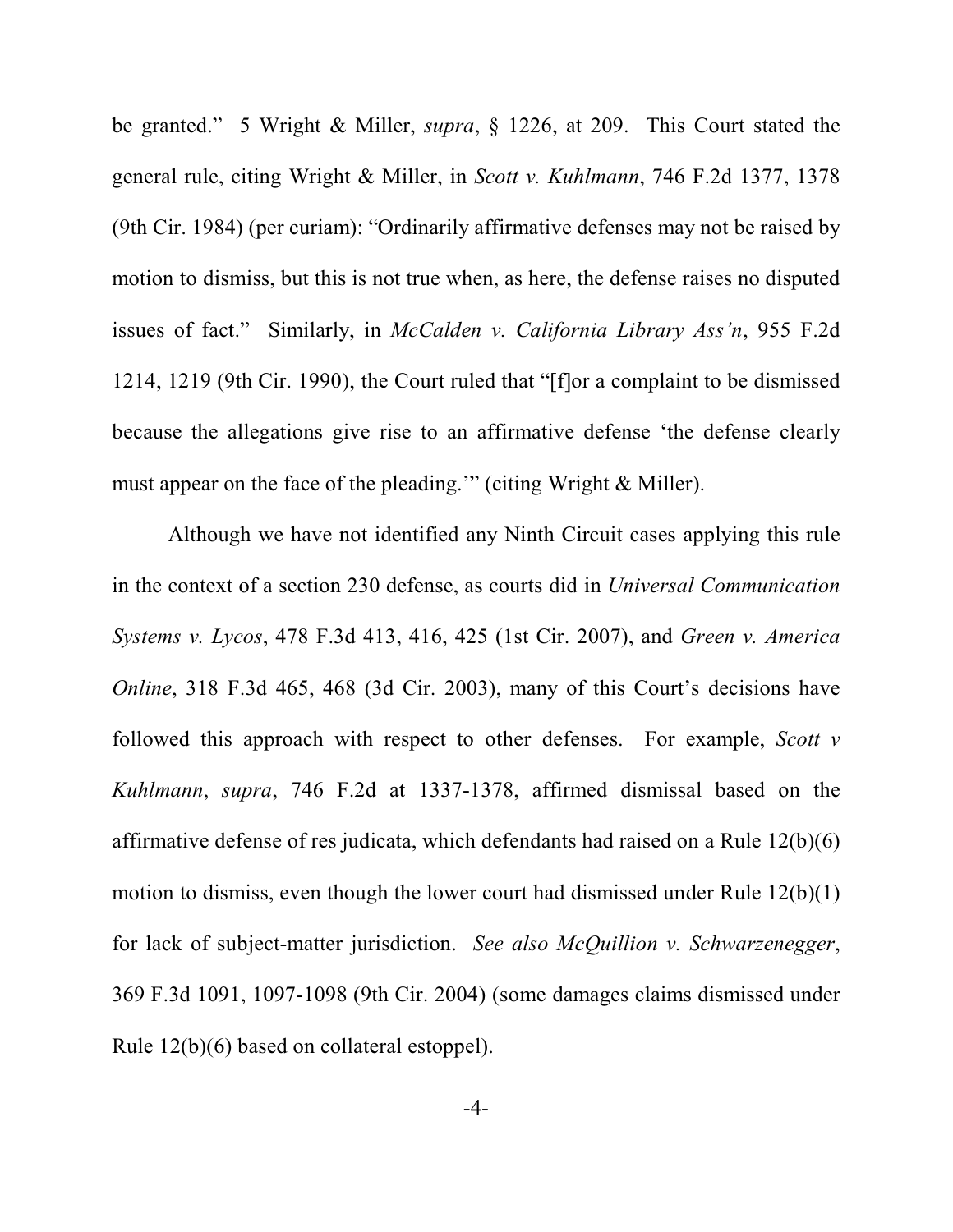be granted." 5 Wright & Miller, *supra*, § 1226, at 209. This Court stated the general rule, citing Wright & Miller, in *Scott v. Kuhlmann*, 746 F.2d 1377, 1378 (9th Cir. 1984) (per curiam): "Ordinarily affirmative defenses may not be raised by motion to dismiss, but this is not true when, as here, the defense raises no disputed issues of fact." Similarly, in *McCalden v. California Library Ass'n*, 955 F.2d 1214, 1219 (9th Cir. 1990), the Court ruled that "[f]or a complaint to be dismissed because the allegations give rise to an affirmative defense 'the defense clearly must appear on the face of the pleading.'" (citing Wright & Miller).

Although we have not identified any Ninth Circuit cases applying this rule in the context of a section 230 defense, as courts did in *Universal Communication Systems v. Lycos*, 478 F.3d 413, 416, 425 (1st Cir. 2007), and *Green v. America Online*, 318 F.3d 465, 468 (3d Cir. 2003), many of this Court's decisions have followed this approach with respect to other defenses. For example, *Scott v Kuhlmann*, *supra*, 746 F.2d at 1337-1378, affirmed dismissal based on the affirmative defense of res judicata, which defendants had raised on a Rule 12(b)(6) motion to dismiss, even though the lower court had dismissed under Rule 12(b)(1) for lack of subject-matter jurisdiction. *See also McQuillion v. Schwarzenegger*, 369 F.3d 1091, 1097-1098 (9th Cir. 2004) (some damages claims dismissed under Rule 12(b)(6) based on collateral estoppel).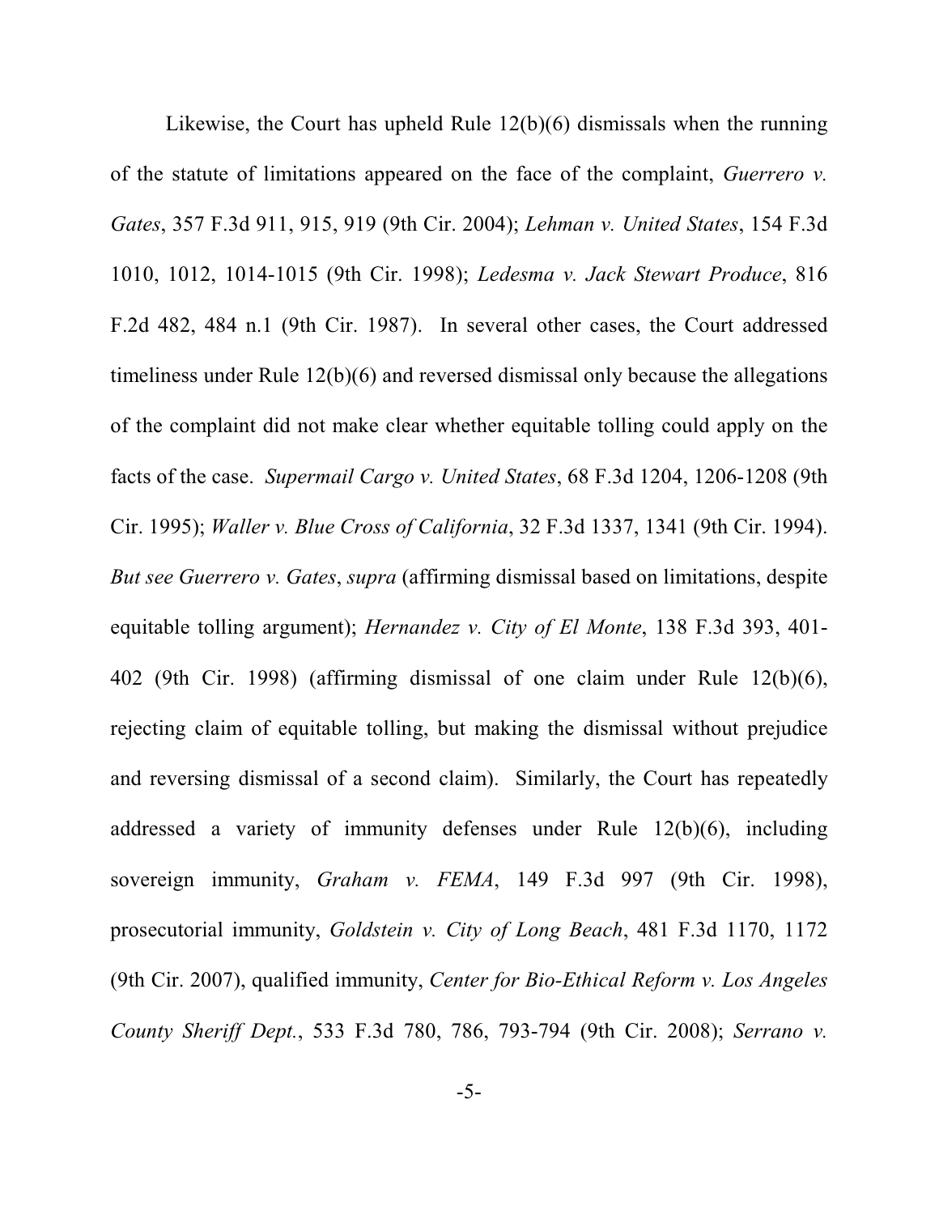Likewise, the Court has upheld Rule 12(b)(6) dismissals when the running of the statute of limitations appeared on the face of the complaint, *Guerrero v. Gates*, 357 F.3d 911, 915, 919 (9th Cir. 2004); *Lehman v. United States*, 154 F.3d 1010, 1012, 1014-1015 (9th Cir. 1998); *Ledesma v. Jack Stewart Produce*, 816 F.2d 482, 484 n.1 (9th Cir. 1987). In several other cases, the Court addressed timeliness under Rule 12(b)(6) and reversed dismissal only because the allegations of the complaint did not make clear whether equitable tolling could apply on the facts of the case. *Supermail Cargo v. United States*, 68 F.3d 1204, 1206-1208 (9th Cir. 1995); *Waller v. Blue Cross of California*, 32 F.3d 1337, 1341 (9th Cir. 1994). *But see Guerrero v. Gates*, *supra* (affirming dismissal based on limitations, despite equitable tolling argument); *Hernandez v. City of El Monte*, 138 F.3d 393, 401-402 (9th Cir. 1998) (affirming dismissal of one claim under Rule 12(b)(6), rejecting claim of equitable tolling, but making the dismissal without prejudice and reversing dismissal of a second claim). Similarly, the Court has repeatedly addressed a variety of immunity defenses under Rule 12(b)(6), including sovereign immunity, *Graham v. FEMA*, 149 F.3d 997 (9th Cir. 1998), prosecutorial immunity, *Goldstein v. City of Long Beach*, 481 F.3d 1170, 1172 (9th Cir. 2007), qualified immunity, *Center for Bio-Ethical Reform v. Los Angeles County Sheriff Dept.*, 533 F.3d 780, 786, 793-794 (9th Cir. 2008); *Serrano v.*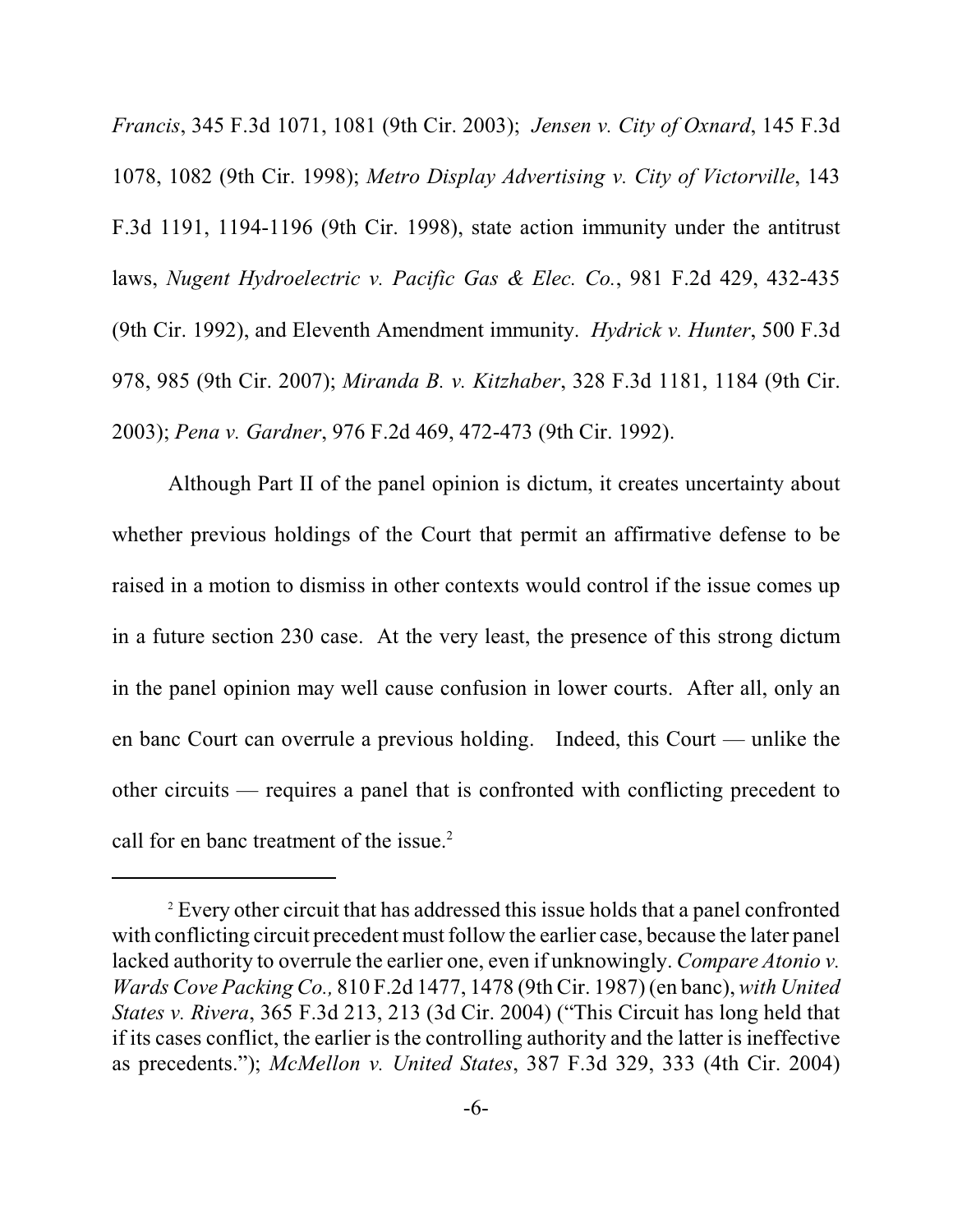*Francis*, 345 F.3d 1071, 1081 (9th Cir. 2003); *Jensen v. City of Oxnard*, 145 F.3d 1078, 1082 (9th Cir. 1998); *Metro Display Advertising v. City of Victorville*, 143 F.3d 1191, 1194-1196 (9th Cir. 1998), state action immunity under the antitrust laws, *Nugent Hydroelectric v. Pacific Gas & Elec. Co.*, 981 F.2d 429, 432-435 (9th Cir. 1992), and Eleventh Amendment immunity. *Hydrick v. Hunter*, 500 F.3d 978, 985 (9th Cir. 2007); *Miranda B. v. Kitzhaber*, 328 F.3d 1181, 1184 (9th Cir. 2003); *Pena v. Gardner*, 976 F.2d 469, 472-473 (9th Cir. 1992).

Although Part II of the panel opinion is dictum, it creates uncertainty about whether previous holdings of the Court that permit an affirmative defense to be raised in a motion to dismiss in other contexts would control if the issue comes up in a future section 230 case. At the very least, the presence of this strong dictum in the panel opinion may well cause confusion in lower courts. After all, only an en banc Court can overrule a previous holding. Indeed, this Court — unlike the other circuits — requires a panel that is confronted with conflicting precedent to call for en banc treatment of the issue.[2]

---

[2] Every other circuit that has addressed this issue holds that a panel confronted with conflicting circuit precedent must follow the earlier case, because the later panel lacked authority to overrule the earlier one, even if unknowingly. *Compare Atonio v. Wards Cove Packing Co.,* 810 F.2d 1477, 1478 (9th Cir. 1987) (en banc), *with United States v. Rivera*, 365 F.3d 213, 213 (3d Cir. 2004) ("This Circuit has long held that if its cases conflict, the earlier is the controlling authority and the latter is ineffective as precedents."); *McMellon v. United States*, 387 F.3d 329, 333 (4th Cir. 2004)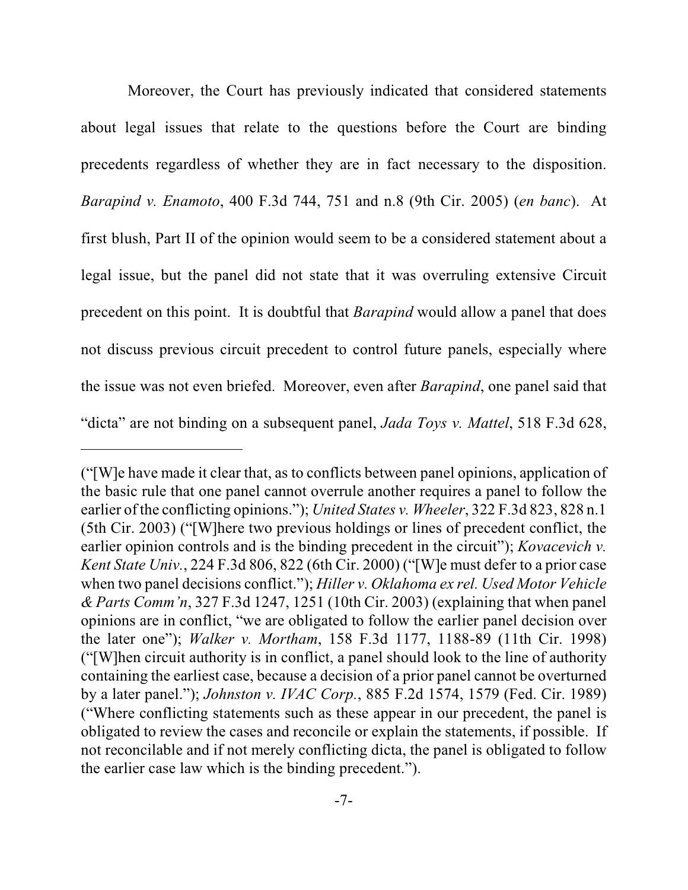Moreover, the Court has previously indicated that considered statements about legal issues that relate to the questions before the Court are binding precedents regardless of whether they are in fact necessary to the disposition. *Barapind v. Enamoto*, 400 F.3d 744, 751 and n.8 (9th Cir. 2005) (*en banc*). At first blush, Part II of the opinion would seem to be a considered statement about a legal issue, but the panel did not state that it was overruling extensive Circuit precedent on this point. It is doubtful that *Barapind* would allow a panel that does not discuss previous circuit precedent to control future panels, especially where the issue was not even briefed. Moreover, even after *Barapind*, one panel said that "dicta" are not binding on a subsequent panel, *Jada Toys v. Mattel*, 518 F.3d 628,

---

("[W]e have made it clear that, as to conflicts between panel opinions, application of the basic rule that one panel cannot overrule another requires a panel to follow the earlier of the conflicting opinions."); *United States v. Wheeler*, 322 F.3d 823, 828 n.1 (5th Cir. 2003) ("[W]here two previous holdings or lines of precedent conflict, the earlier opinion controls and is the binding precedent in the circuit"); *Kovacevich v. Kent State Univ.*, 224 F.3d 806, 822 (6th Cir. 2000) ("[W]e must defer to a prior case when two panel decisions conflict."); *Hiller v. Oklahoma ex rel. Used Motor Vehicle & Parts Comm'n*, 327 F.3d 1247, 1251 (10th Cir. 2003) (explaining that when panel opinions are in conflict, "we are obligated to follow the earlier panel decision over the later one"); *Walker v. Mortham*, 158 F.3d 1177, 1188-89 (11th Cir. 1998) ("[W]hen circuit authority is in conflict, a panel should look to the line of authority containing the earliest case, because a decision of a prior panel cannot be overturned by a later panel."); *Johnston v. IVAC Corp.*, 885 F.2d 1574, 1579 (Fed. Cir. 1989) ("Where conflicting statements such as these appear in our precedent, the panel is obligated to review the cases and reconcile or explain the statements, if possible. If not reconcilable and if not merely conflicting dicta, the panel is obligated to follow the earlier case law which is the binding precedent.").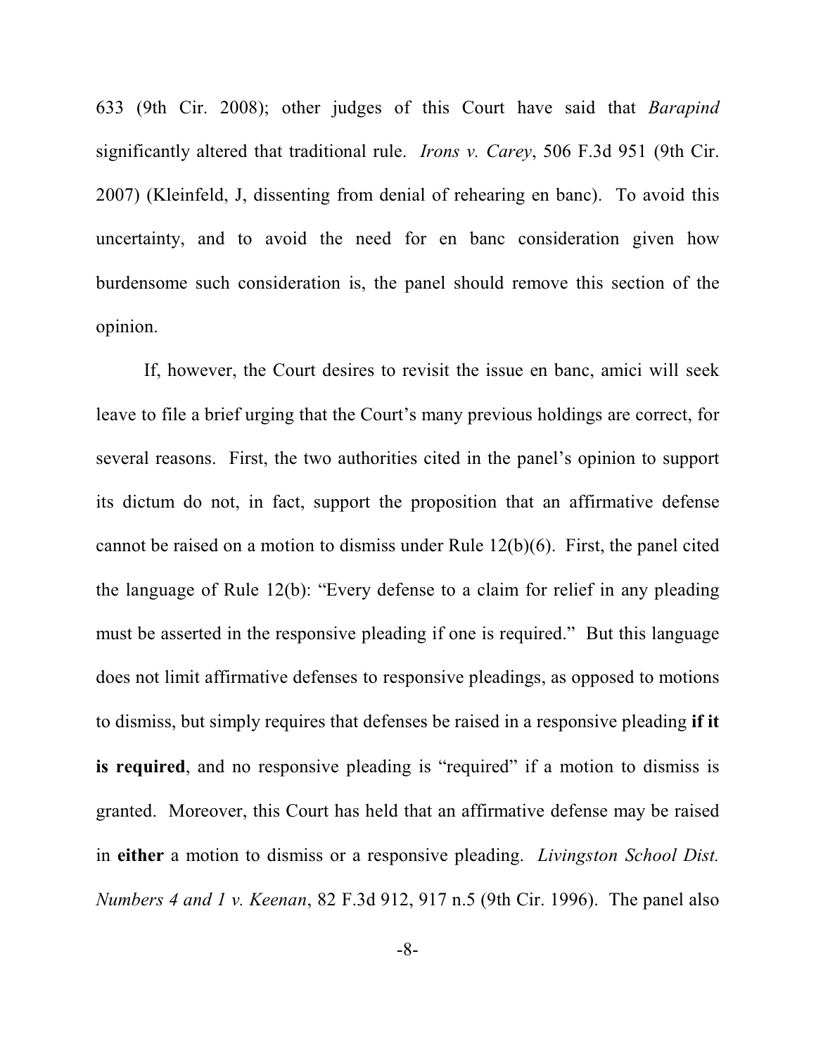633 (9th Cir. 2008); other judges of this Court have said that *Barapind* significantly altered that traditional rule. *Irons v. Carey*, 506 F.3d 951 (9th Cir. 2007) (Kleinfeld, J, dissenting from denial of rehearing en banc). To avoid this uncertainty, and to avoid the need for en banc consideration given how burdensome such consideration is, the panel should remove this section of the opinion.

If, however, the Court desires to revisit the issue en banc, amici will seek leave to file a brief urging that the Court's many previous holdings are correct, for several reasons. First, the two authorities cited in the panel's opinion to support its dictum do not, in fact, support the proposition that an affirmative defense cannot be raised on a motion to dismiss under Rule 12(b)(6). First, the panel cited the language of Rule 12(b): "Every defense to a claim for relief in any pleading must be asserted in the responsive pleading if one is required." But this language does not limit affirmative defenses to responsive pleadings, as opposed to motions to dismiss, but simply requires that defenses be raised in a responsive pleading **if it is required**, and no responsive pleading is "required" if a motion to dismiss is granted. Moreover, this Court has held that an affirmative defense may be raised in **either** a motion to dismiss or a responsive pleading. *Livingston School Dist. Numbers 4 and 1 v. Keenan*, 82 F.3d 912, 917 n.5 (9th Cir. 1996). The panel also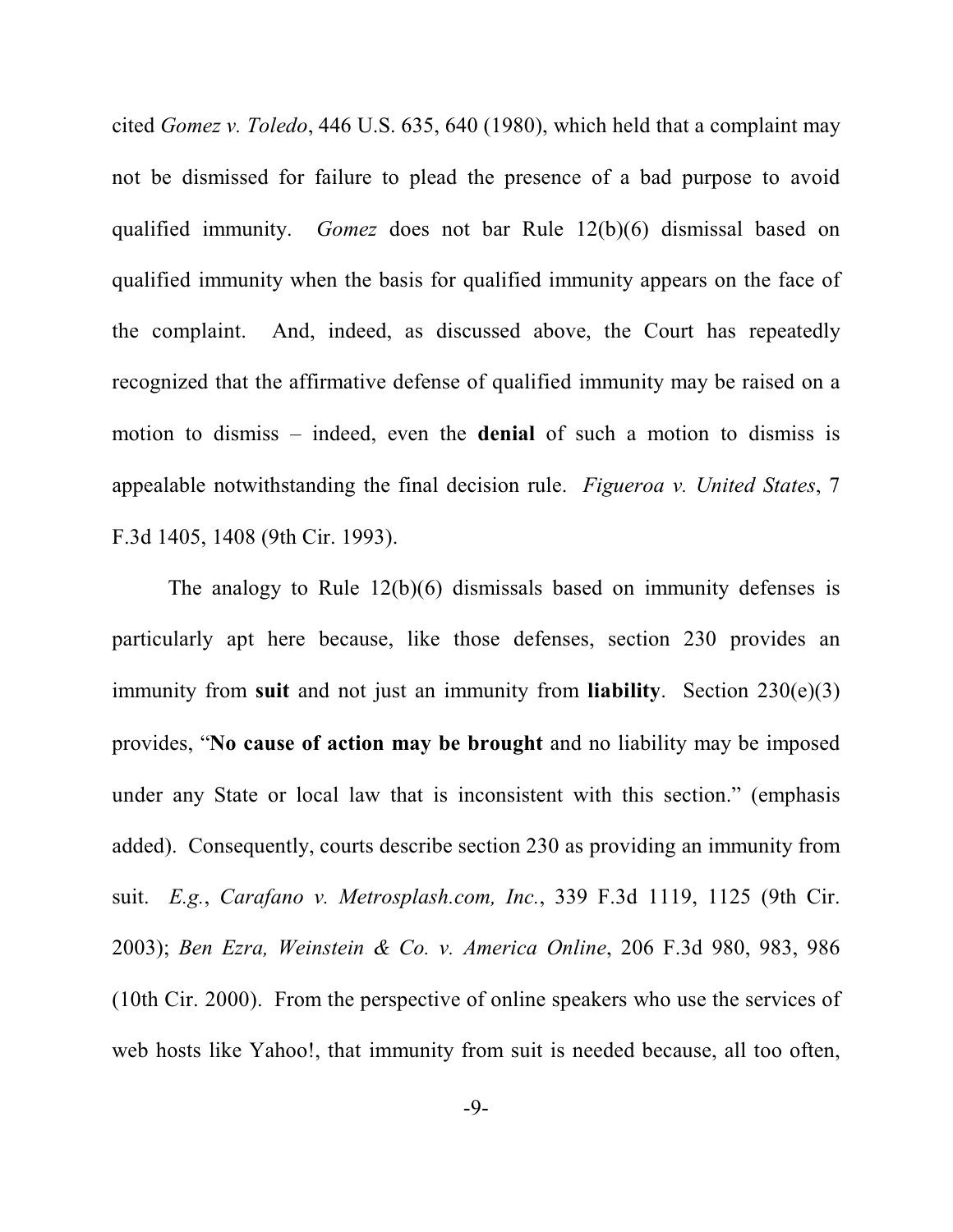cited *Gomez v. Toledo*, 446 U.S. 635, 640 (1980), which held that a complaint may not be dismissed for failure to plead the presence of a bad purpose to avoid qualified immunity. *Gomez* does not bar Rule 12(b)(6) dismissal based on qualified immunity when the basis for qualified immunity appears on the face of the complaint. And, indeed, as discussed above, the Court has repeatedly recognized that the affirmative defense of qualified immunity may be raised on a motion to dismiss – indeed, even the **denial** of such a motion to dismiss is appealable notwithstanding the final decision rule. *Figueroa v. United States*, 7 F.3d 1405, 1408 (9th Cir. 1993).

The analogy to Rule 12(b)(6) dismissals based on immunity defenses is particularly apt here because, like those defenses, section 230 provides an immunity from **suit** and not just an immunity from **liability**. Section 230(e)(3) provides, "**No cause of action may be brought** and no liability may be imposed under any State or local law that is inconsistent with this section." (emphasis added). Consequently, courts describe section 230 as providing an immunity from suit. *E.g.*, *Carafano v. Metrosplash.com, Inc.*, 339 F.3d 1119, 1125 (9th Cir. 2003); *Ben Ezra, Weinstein & Co. v. America Online*, 206 F.3d 980, 983, 986 (10th Cir. 2000). From the perspective of online speakers who use the services of web hosts like Yahoo!, that immunity from suit is needed because, all too often,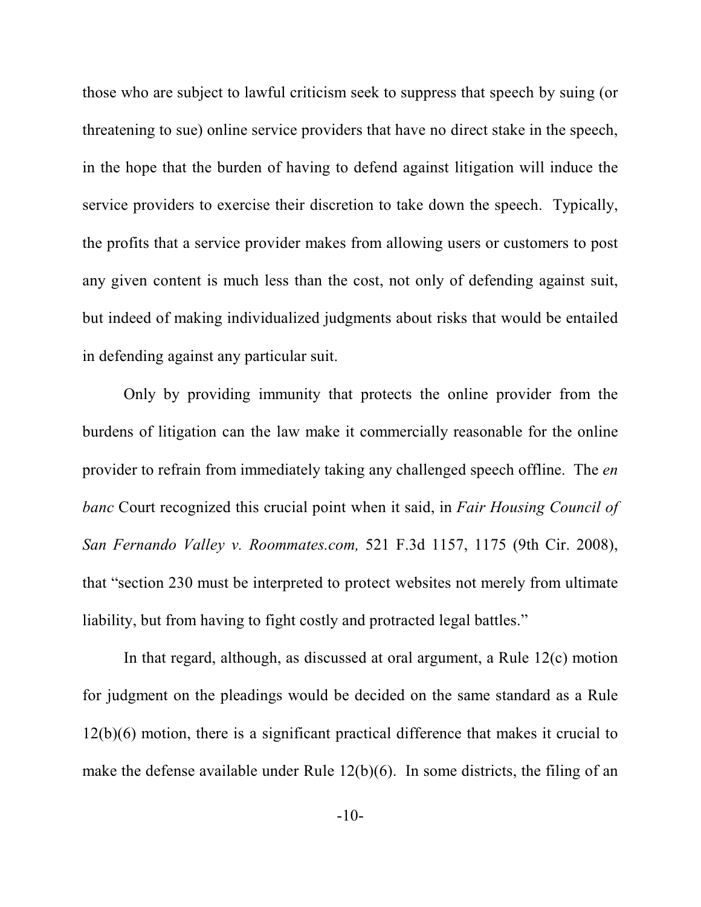those who are subject to lawful criticism seek to suppress that speech by suing (or threatening to sue) online service providers that have no direct stake in the speech, in the hope that the burden of having to defend against litigation will induce the service providers to exercise their discretion to take down the speech. Typically, the profits that a service provider makes from allowing users or customers to post any given content is much less than the cost, not only of defending against suit, but indeed of making individualized judgments about risks that would be entailed in defending against any particular suit.

Only by providing immunity that protects the online provider from the burdens of litigation can the law make it commercially reasonable for the online provider to refrain from immediately taking any challenged speech offline. The *en banc* Court recognized this crucial point when it said, in *Fair Housing Council of San Fernando Valley v. Roommates.com,* 521 F.3d 1157, 1175 (9th Cir. 2008), that "section 230 must be interpreted to protect websites not merely from ultimate liability, but from having to fight costly and protracted legal battles."

In that regard, although, as discussed at oral argument, a Rule 12(c) motion for judgment on the pleadings would be decided on the same standard as a Rule 12(b)(6) motion, there is a significant practical difference that makes it crucial to make the defense available under Rule 12(b)(6). In some districts, the filing of an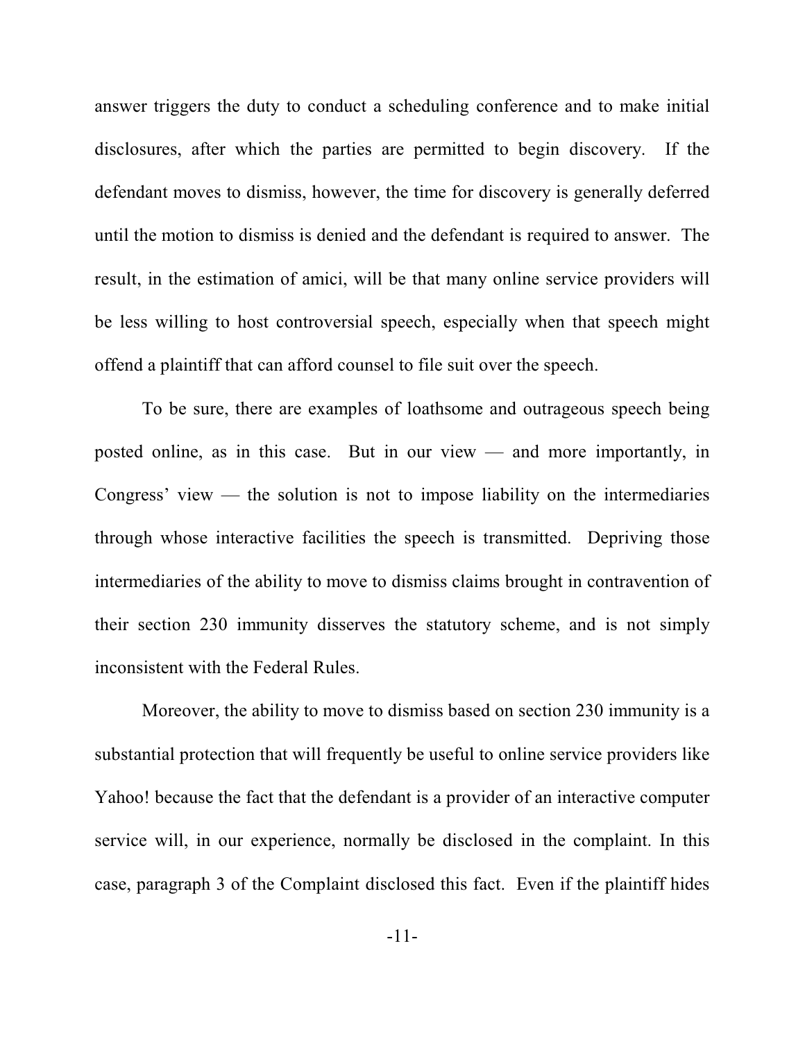answer triggers the duty to conduct a scheduling conference and to make initial disclosures, after which the parties are permitted to begin discovery. If the defendant moves to dismiss, however, the time for discovery is generally deferred until the motion to dismiss is denied and the defendant is required to answer. The result, in the estimation of amici, will be that many online service providers will be less willing to host controversial speech, especially when that speech might offend a plaintiff that can afford counsel to file suit over the speech.

To be sure, there are examples of loathsome and outrageous speech being posted online, as in this case. But in our view — and more importantly, in Congress' view — the solution is not to impose liability on the intermediaries through whose interactive facilities the speech is transmitted. Depriving those intermediaries of the ability to move to dismiss claims brought in contravention of their section 230 immunity disserves the statutory scheme, and is not simply inconsistent with the Federal Rules.

Moreover, the ability to move to dismiss based on section 230 immunity is a substantial protection that will frequently be useful to online service providers like Yahoo! because the fact that the defendant is a provider of an interactive computer service will, in our experience, normally be disclosed in the complaint. In this case, paragraph 3 of the Complaint disclosed this fact. Even if the plaintiff hides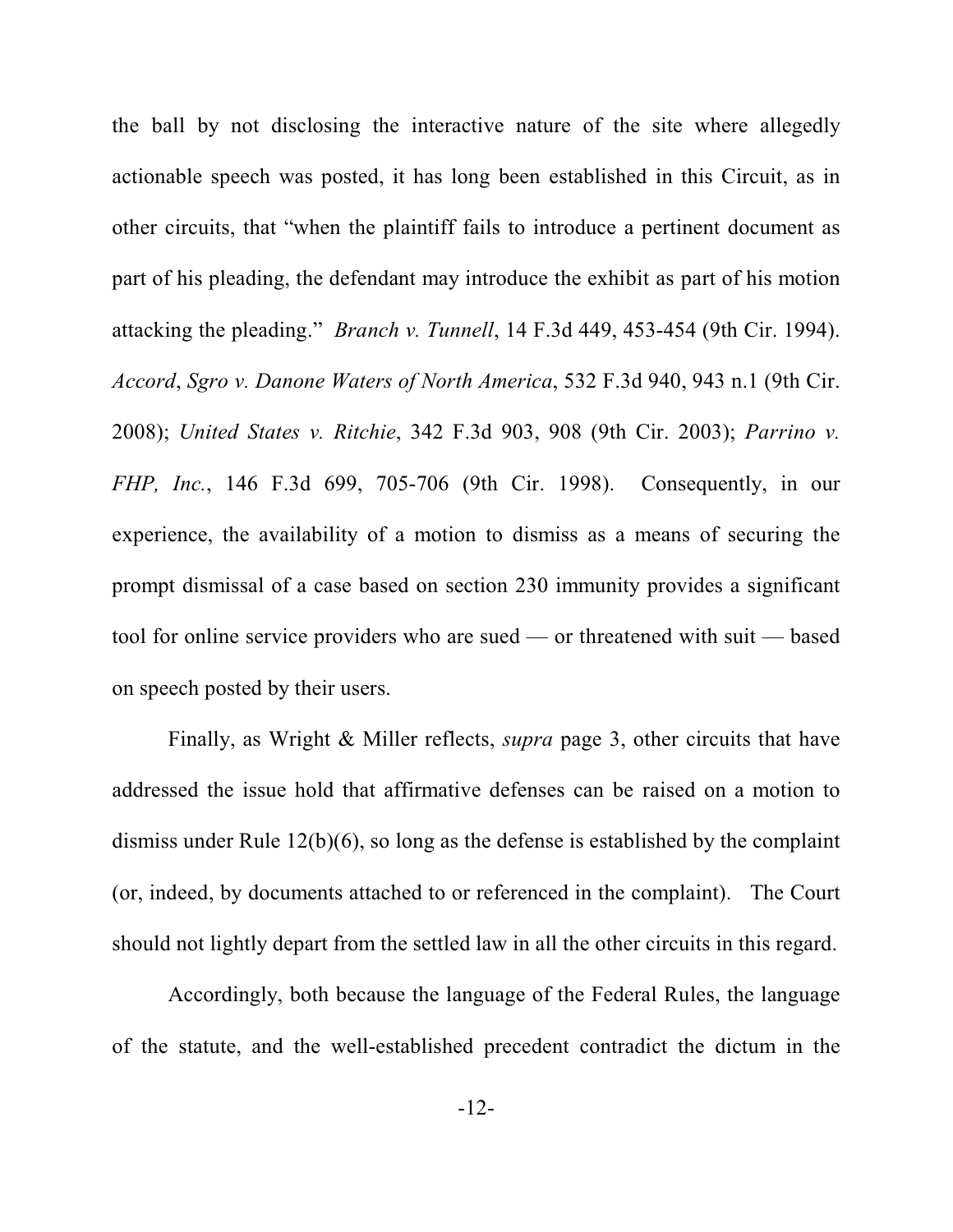the ball by not disclosing the interactive nature of the site where allegedly actionable speech was posted, it has long been established in this Circuit, as in other circuits, that "when the plaintiff fails to introduce a pertinent document as part of his pleading, the defendant may introduce the exhibit as part of his motion attacking the pleading." *Branch v. Tunnell*, 14 F.3d 449, 453-454 (9th Cir. 1994). *Accord*, *Sgro v. Danone Waters of North America*, 532 F.3d 940, 943 n.1 (9th Cir. 2008); *United States v. Ritchie*, 342 F.3d 903, 908 (9th Cir. 2003); *Parrino v. FHP, Inc.*, 146 F.3d 699, 705-706 (9th Cir. 1998). Consequently, in our experience, the availability of a motion to dismiss as a means of securing the prompt dismissal of a case based on section 230 immunity provides a significant tool for online service providers who are sued — or threatened with suit — based on speech posted by their users.

Finally, as Wright & Miller reflects, *supra* page 3, other circuits that have addressed the issue hold that affirmative defenses can be raised on a motion to dismiss under Rule 12(b)(6), so long as the defense is established by the complaint (or, indeed, by documents attached to or referenced in the complaint). The Court should not lightly depart from the settled law in all the other circuits in this regard.

Accordingly, both because the language of the Federal Rules, the language of the statute, and the well-established precedent contradict the dictum in the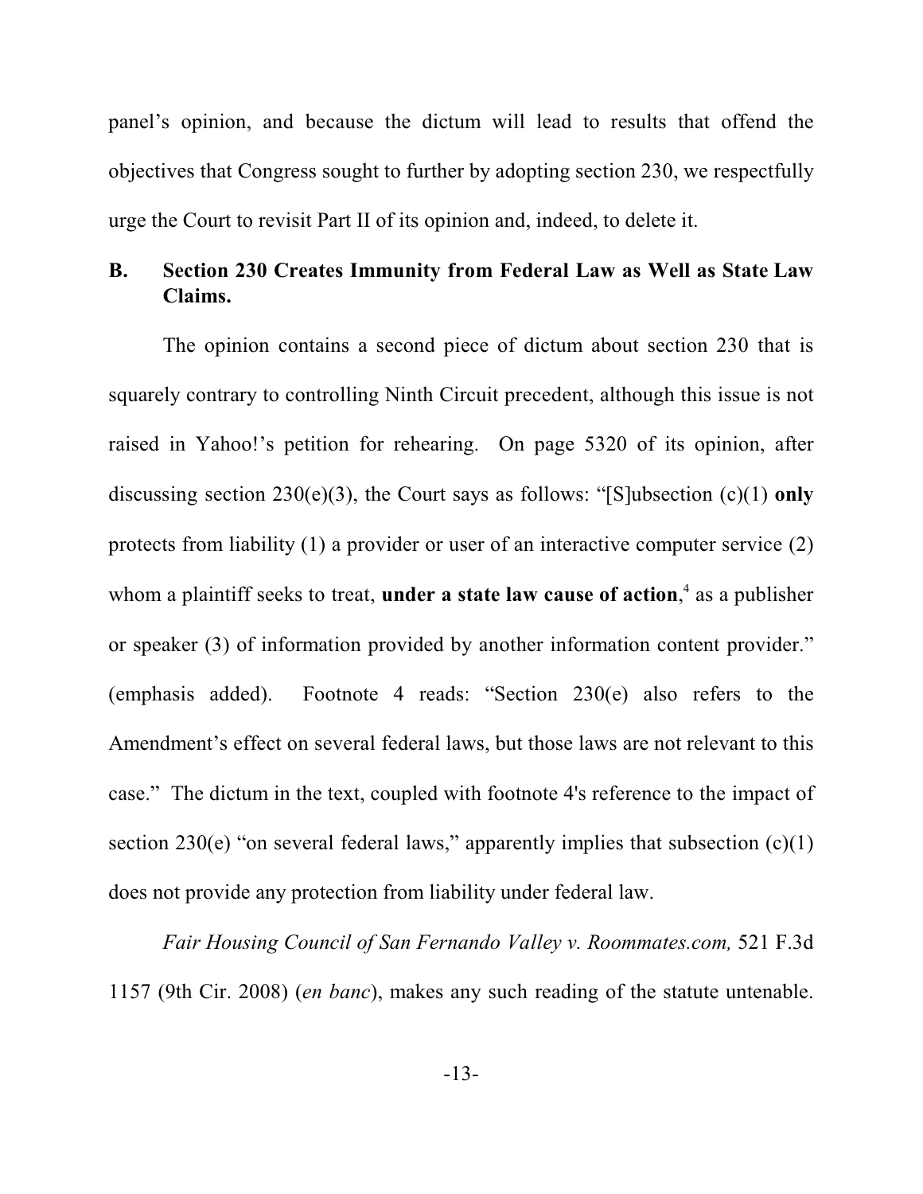panel's opinion, and because the dictum will lead to results that offend the objectives that Congress sought to further by adopting section 230, we respectfully urge the Court to revisit Part II of its opinion and, indeed, to delete it.

## B. Section 230 Creates Immunity from Federal Law as Well as State Law Claims.

The opinion contains a second piece of dictum about section 230 that is squarely contrary to controlling Ninth Circuit precedent, although this issue is not raised in Yahoo!'s petition for rehearing. On page 5320 of its opinion, after discussing section 230(e)(3), the Court says as follows: "[S]ubsection (c)(1) **only** protects from liability (1) a provider or user of an interactive computer service (2) whom a plaintiff seeks to treat, **under a state law cause of action**,[4] as a publisher or speaker (3) of information provided by another information content provider." (emphasis added). Footnote 4 reads: "Section 230(e) also refers to the Amendment's effect on several federal laws, but those laws are not relevant to this case." The dictum in the text, coupled with footnote 4's reference to the impact of section 230(e) "on several federal laws," apparently implies that subsection (c)(1) does not provide any protection from liability under federal law.

*Fair Housing Council of San Fernando Valley v. Roommates.com,* 521 F.3d 1157 (9th Cir. 2008) (*en banc*), makes any such reading of the statute untenable.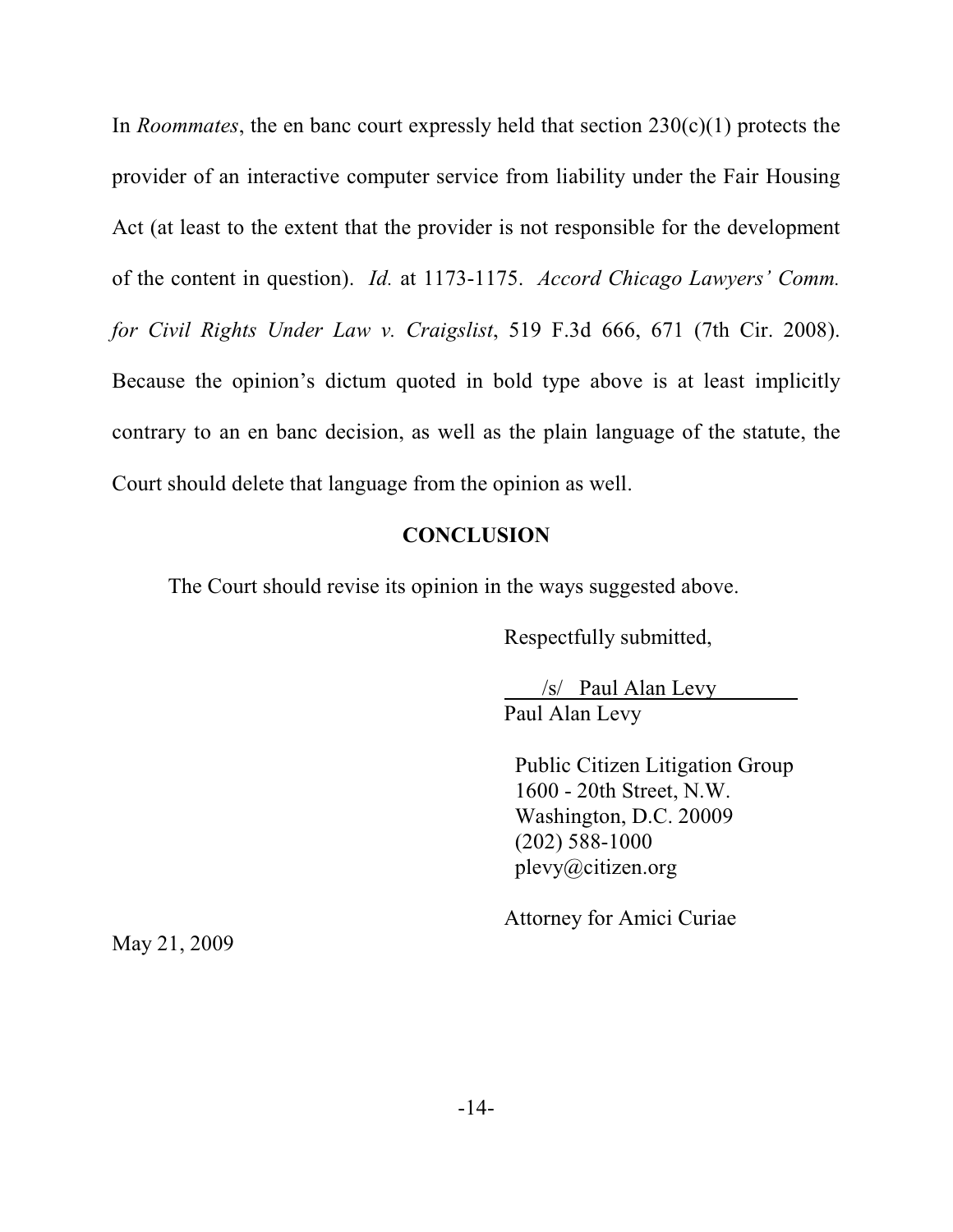In *Roommates*, the en banc court expressly held that section 230(c)(1) protects the provider of an interactive computer service from liability under the Fair Housing Act (at least to the extent that the provider is not responsible for the development of the content in question). *Id.* at 1173-1175. *Accord Chicago Lawyers' Comm. for Civil Rights Under Law v. Craigslist*, 519 F.3d 666, 671 (7th Cir. 2008). Because the opinion's dictum quoted in bold type above is at least implicitly contrary to an en banc decision, as well as the plain language of the statute, the Court should delete that language from the opinion as well.

## CONCLUSION

The Court should revise its opinion in the ways suggested above.

Respectfully submitted,

/s/ Paul Alan Levy
Paul Alan Levy

Public Citizen Litigation Group
1600 - 20th Street, N.W.
Washington, D.C. 20009
(202) 588-1000
plevy@citizen.org

Attorney for Amici Curiae

May 21, 2009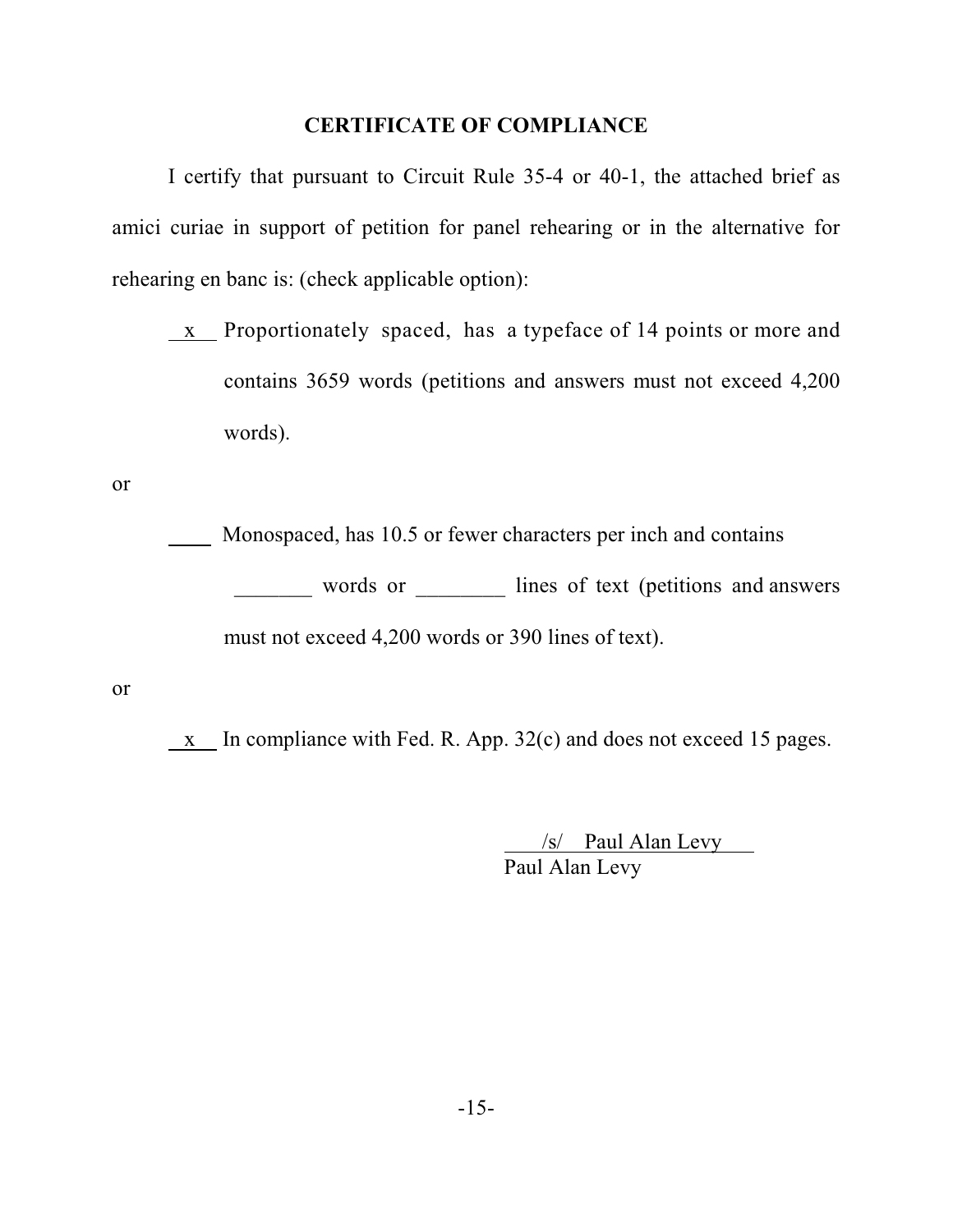## CERTIFICATE OF COMPLIANCE

I certify that pursuant to Circuit Rule 35-4 or 40-1, the attached brief as amici curiae in support of petition for panel rehearing or in the alternative for rehearing en banc is: (check applicable option):

\_\_x\_\_ Proportionately spaced, has a typeface of 14 points or more and contains 3659 words (petitions and answers must not exceed 4,200 words).

or

\_\_\_\_ Monospaced, has 10.5 or fewer characters per inch and contains \_\_\_\_\_\_\_ words or \_\_\_\_\_\_\_\_ lines of text (petitions and answers must not exceed 4,200 words or 390 lines of text).

or

\_\_x\_\_ In compliance with Fed. R. App. 32(c) and does not exceed 15 pages.

/s/ Paul Alan Levy
Paul Alan Levy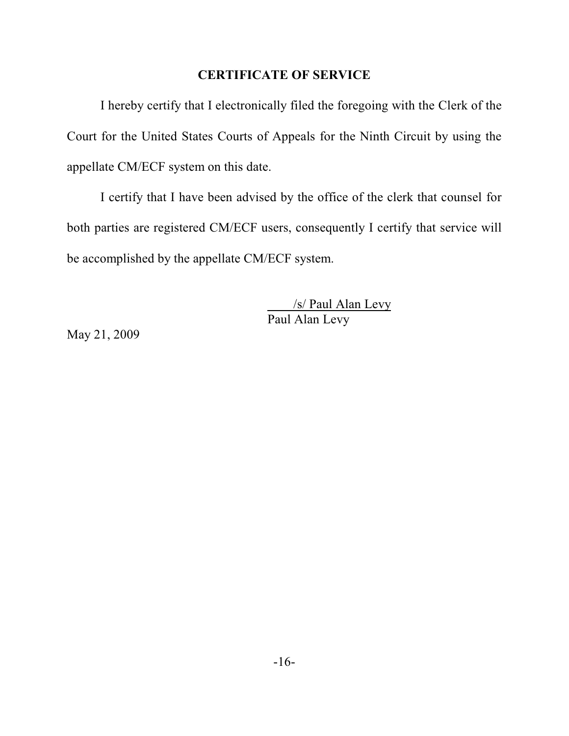**CERTIFICATE OF SERVICE**

I hereby certify that I electronically filed the foregoing with the Clerk of the Court for the United States Courts of Appeals for the Ninth Circuit by using the appellate CM/ECF system on this date.

I certify that I have been advised by the office of the clerk that counsel for both parties are registered CM/ECF users, consequently I certify that service will be accomplished by the appellate CM/ECF system.

/s/ Paul Alan Levy
Paul Alan Levy

May 21, 2009